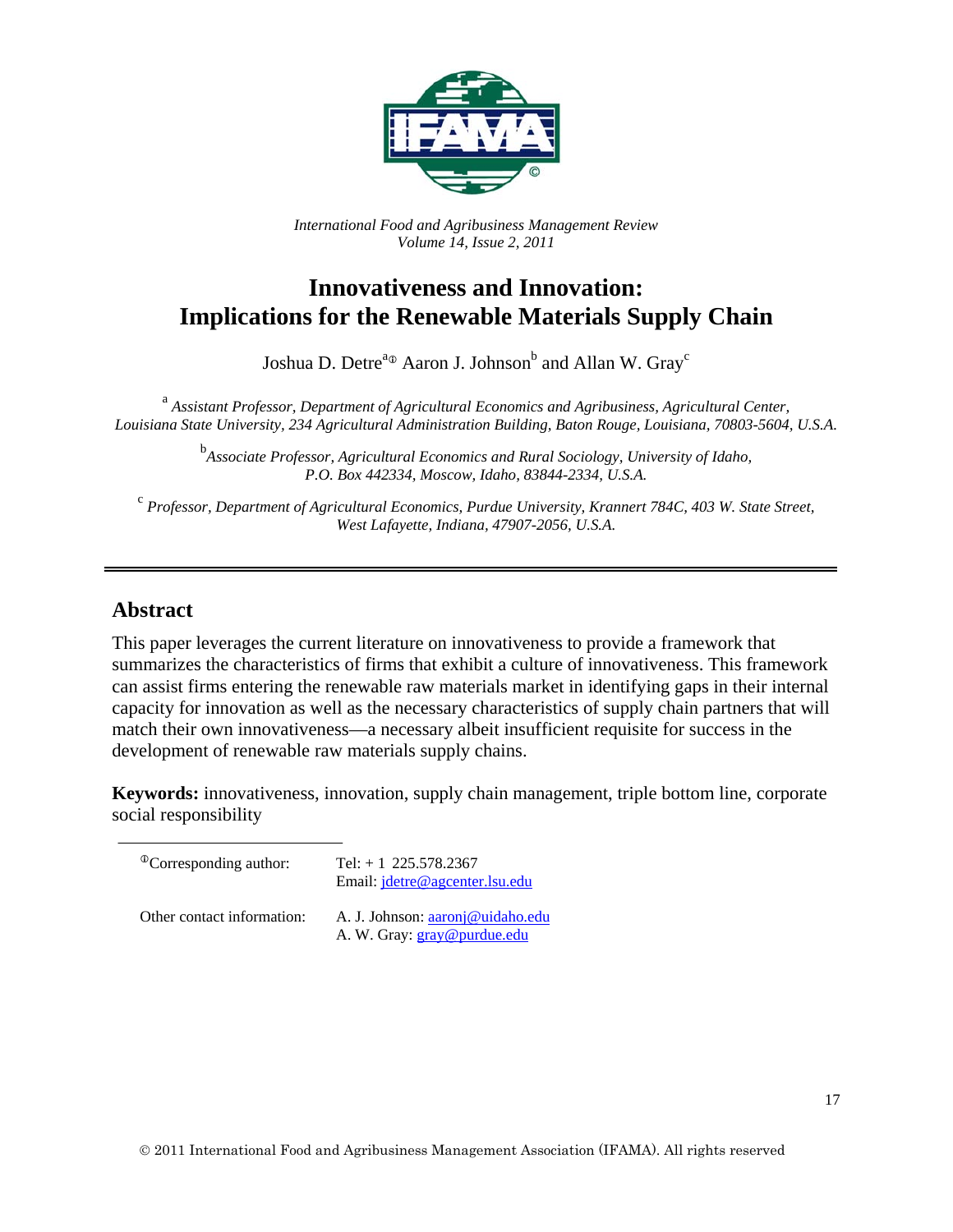*International Food and Agribusiness Management Review*
*Volume 14, Issue 2, 2011*

# Innovativeness and Innovation: Implications for the Renewable Materials Supply Chain

Joshua D. Detre[a]① Aaron J. Johnson[b] and Allan W. Gray[c]

[a] *Assistant Professor, Department of Agricultural Economics and Agribusiness, Agricultural Center, Louisiana State University, 234 Agricultural Administration Building, Baton Rouge, Louisiana, 70803-5604, U.S.A.*

[b] *Associate Professor, Agricultural Economics and Rural Sociology, University of Idaho, P.O. Box 442334, Moscow, Idaho, 83844-2334, U.S.A.*

[c] *Professor, Department of Agricultural Economics, Purdue University, Krannert 784C, 403 W. State Street, West Lafayette, Indiana, 47907-2056, U.S.A.*

---

## Abstract

This paper leverages the current literature on innovativeness to provide a framework that summarizes the characteristics of firms that exhibit a culture of innovativeness. This framework can assist firms entering the renewable raw materials market in identifying gaps in their internal capacity for innovation as well as the necessary characteristics of supply chain partners that will match their own innovativeness—a necessary albeit insufficient requisite for success in the development of renewable raw materials supply chains.

**Keywords:** innovativeness, innovation, supply chain management, triple bottom line, corporate social responsibility

| | |
|---|---|
| ①Corresponding author: | Tel: + 1 225.578.2367<br>Email: jdetre@agcenter.lsu.edu |
| Other contact information: | A. J. Johnson: aaronj@uidaho.edu<br>A. W. Gray: gray@purdue.edu |

© 2011 International Food and Agribusiness Management Association (IFAMA). All rights reserved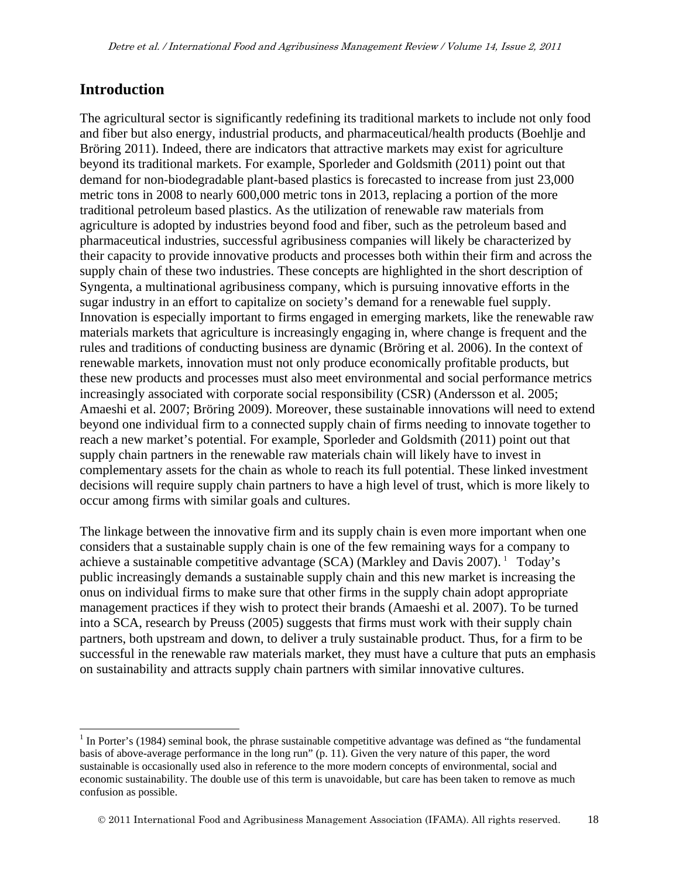## Introduction

The agricultural sector is significantly redefining its traditional markets to include not only food and fiber but also energy, industrial products, and pharmaceutical/health products (Boehlje and Bröring 2011). Indeed, there are indicators that attractive markets may exist for agriculture beyond its traditional markets. For example, Sporleder and Goldsmith (2011) point out that demand for non-biodegradable plant-based plastics is forecasted to increase from just 23,000 metric tons in 2008 to nearly 600,000 metric tons in 2013, replacing a portion of the more traditional petroleum based plastics. As the utilization of renewable raw materials from agriculture is adopted by industries beyond food and fiber, such as the petroleum based and pharmaceutical industries, successful agribusiness companies will likely be characterized by their capacity to provide innovative products and processes both within their firm and across the supply chain of these two industries. These concepts are highlighted in the short description of Syngenta, a multinational agribusiness company, which is pursuing innovative efforts in the sugar industry in an effort to capitalize on society's demand for a renewable fuel supply. Innovation is especially important to firms engaged in emerging markets, like the renewable raw materials markets that agriculture is increasingly engaging in, where change is frequent and the rules and traditions of conducting business are dynamic (Bröring et al. 2006). In the context of renewable markets, innovation must not only produce economically profitable products, but these new products and processes must also meet environmental and social performance metrics increasingly associated with corporate social responsibility (CSR) (Andersson et al. 2005; Amaeshi et al. 2007; Bröring 2009). Moreover, these sustainable innovations will need to extend beyond one individual firm to a connected supply chain of firms needing to innovate together to reach a new market's potential. For example, Sporleder and Goldsmith (2011) point out that supply chain partners in the renewable raw materials chain will likely have to invest in complementary assets for the chain as whole to reach its full potential. These linked investment decisions will require supply chain partners to have a high level of trust, which is more likely to occur among firms with similar goals and cultures.

The linkage between the innovative firm and its supply chain is even more important when one considers that a sustainable supply chain is one of the few remaining ways for a company to achieve a sustainable competitive advantage (SCA) (Markley and Davis 2007).[1] Today's public increasingly demands a sustainable supply chain and this new market is increasing the onus on individual firms to make sure that other firms in the supply chain adopt appropriate management practices if they wish to protect their brands (Amaeshi et al. 2007). To be turned into a SCA, research by Preuss (2005) suggests that firms must work with their supply chain partners, both upstream and down, to deliver a truly sustainable product. Thus, for a firm to be successful in the renewable raw materials market, they must have a culture that puts an emphasis on sustainability and attracts supply chain partners with similar innovative cultures.

[1] In Porter's (1984) seminal book, the phrase sustainable competitive advantage was defined as "the fundamental basis of above-average performance in the long run" (p. 11). Given the very nature of this paper, the word sustainable is occasionally used also in reference to the more modern concepts of environmental, social and economic sustainability. The double use of this term is unavoidable, but care has been taken to remove as much confusion as possible.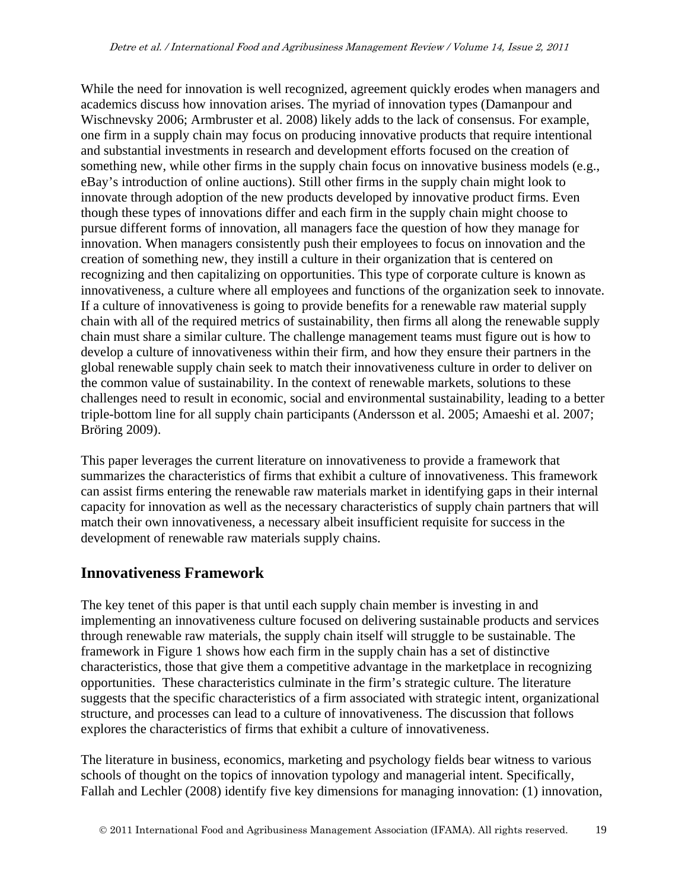While the need for innovation is well recognized, agreement quickly erodes when managers and academics discuss how innovation arises. The myriad of innovation types (Damanpour and Wischnevsky 2006; Armbruster et al. 2008) likely adds to the lack of consensus. For example, one firm in a supply chain may focus on producing innovative products that require intentional and substantial investments in research and development efforts focused on the creation of something new, while other firms in the supply chain focus on innovative business models (e.g., eBay's introduction of online auctions). Still other firms in the supply chain might look to innovate through adoption of the new products developed by innovative product firms. Even though these types of innovations differ and each firm in the supply chain might choose to pursue different forms of innovation, all managers face the question of how they manage for innovation. When managers consistently push their employees to focus on innovation and the creation of something new, they instill a culture in their organization that is centered on recognizing and then capitalizing on opportunities. This type of corporate culture is known as innovativeness, a culture where all employees and functions of the organization seek to innovate. If a culture of innovativeness is going to provide benefits for a renewable raw material supply chain with all of the required metrics of sustainability, then firms all along the renewable supply chain must share a similar culture. The challenge management teams must figure out is how to develop a culture of innovativeness within their firm, and how they ensure their partners in the global renewable supply chain seek to match their innovativeness culture in order to deliver on the common value of sustainability. In the context of renewable markets, solutions to these challenges need to result in economic, social and environmental sustainability, leading to a better triple-bottom line for all supply chain participants (Andersson et al. 2005; Amaeshi et al. 2007; Bröring 2009).

This paper leverages the current literature on innovativeness to provide a framework that summarizes the characteristics of firms that exhibit a culture of innovativeness. This framework can assist firms entering the renewable raw materials market in identifying gaps in their internal capacity for innovation as well as the necessary characteristics of supply chain partners that will match their own innovativeness, a necessary albeit insufficient requisite for success in the development of renewable raw materials supply chains.

## Innovativeness Framework

The key tenet of this paper is that until each supply chain member is investing in and implementing an innovativeness culture focused on delivering sustainable products and services through renewable raw materials, the supply chain itself will struggle to be sustainable. The framework in Figure 1 shows how each firm in the supply chain has a set of distinctive characteristics, those that give them a competitive advantage in the marketplace in recognizing opportunities. These characteristics culminate in the firm's strategic culture. The literature suggests that the specific characteristics of a firm associated with strategic intent, organizational structure, and processes can lead to a culture of innovativeness. The discussion that follows explores the characteristics of firms that exhibit a culture of innovativeness.

The literature in business, economics, marketing and psychology fields bear witness to various schools of thought on the topics of innovation typology and managerial intent. Specifically, Fallah and Lechler (2008) identify five key dimensions for managing innovation: (1) innovation,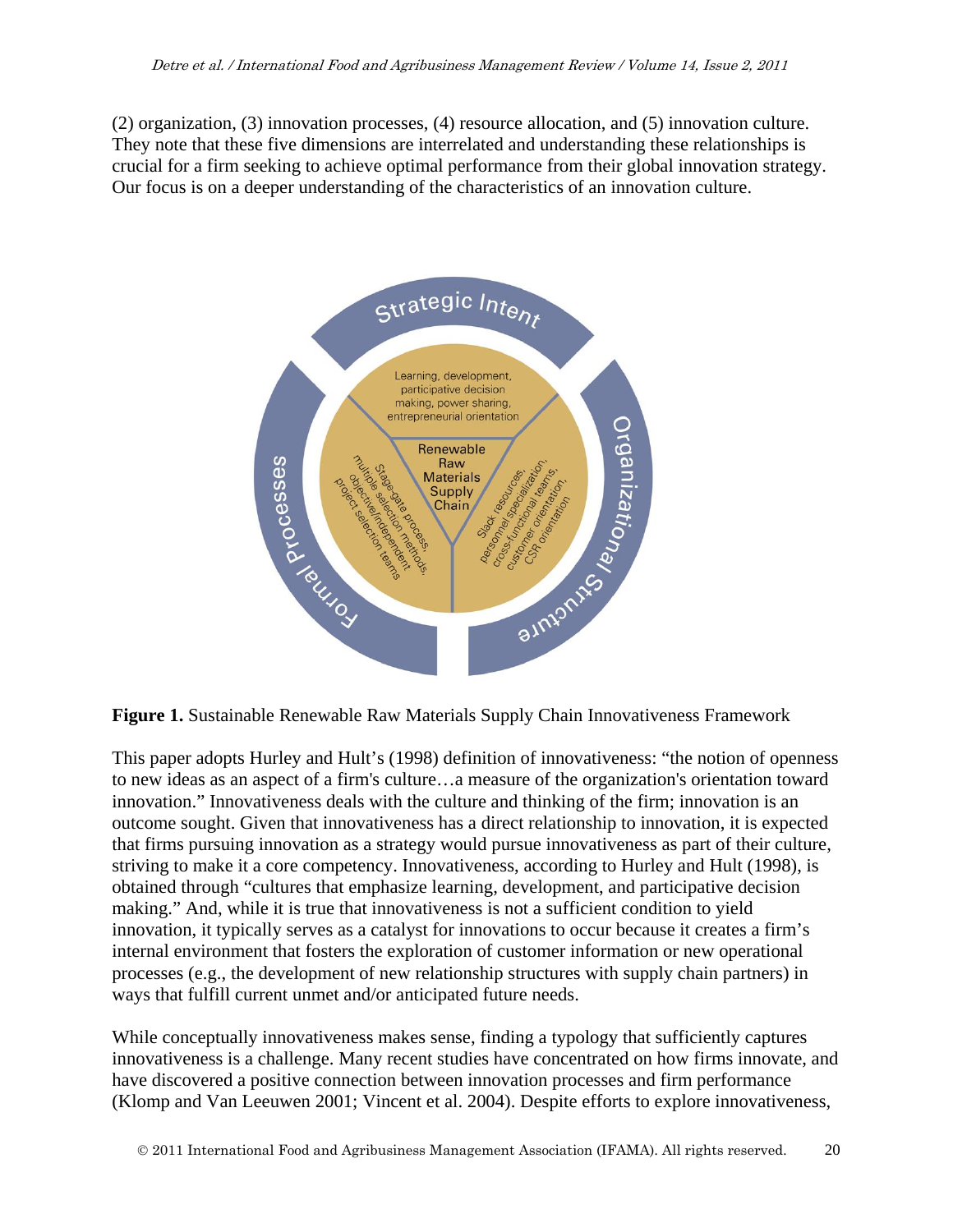(2) organization, (3) innovation processes, (4) resource allocation, and (5) innovation culture. They note that these five dimensions are interrelated and understanding these relationships is crucial for a firm seeking to achieve optimal performance from their global innovation strategy. Our focus is on a deeper understanding of the characteristics of an innovation culture.

**Figure 1.** Sustainable Renewable Raw Materials Supply Chain Innovativeness Framework

This paper adopts Hurley and Hult's (1998) definition of innovativeness: "the notion of openness to new ideas as an aspect of a firm's culture…a measure of the organization's orientation toward innovation." Innovativeness deals with the culture and thinking of the firm; innovation is an outcome sought. Given that innovativeness has a direct relationship to innovation, it is expected that firms pursuing innovation as a strategy would pursue innovativeness as part of their culture, striving to make it a core competency. Innovativeness, according to Hurley and Hult (1998), is obtained through "cultures that emphasize learning, development, and participative decision making." And, while it is true that innovativeness is not a sufficient condition to yield innovation, it typically serves as a catalyst for innovations to occur because it creates a firm's internal environment that fosters the exploration of customer information or new operational processes (e.g., the development of new relationship structures with supply chain partners) in ways that fulfill current unmet and/or anticipated future needs.

While conceptually innovativeness makes sense, finding a typology that sufficiently captures innovativeness is a challenge. Many recent studies have concentrated on how firms innovate, and have discovered a positive connection between innovation processes and firm performance (Klomp and Van Leeuwen 2001; Vincent et al. 2004). Despite efforts to explore innovativeness,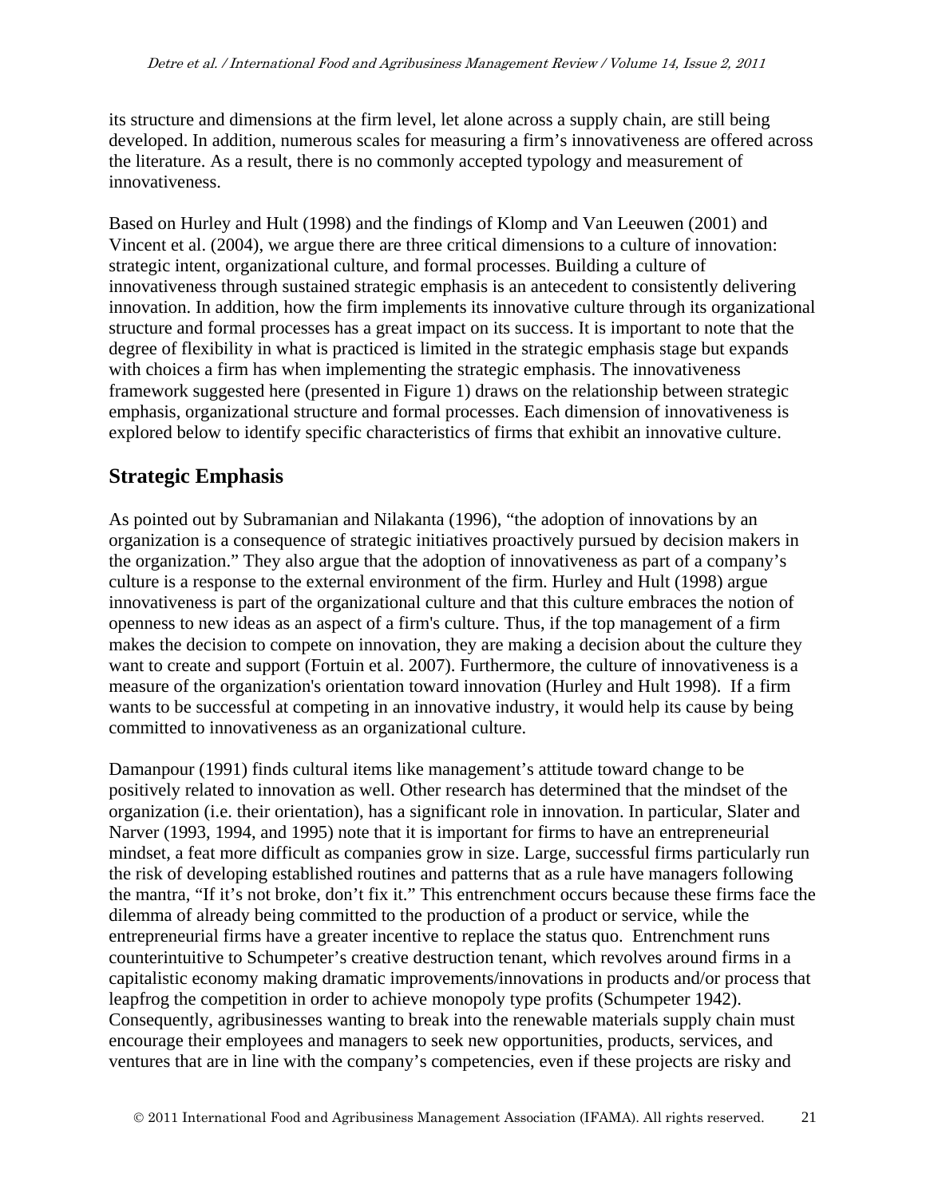its structure and dimensions at the firm level, let alone across a supply chain, are still being developed. In addition, numerous scales for measuring a firm's innovativeness are offered across the literature. As a result, there is no commonly accepted typology and measurement of innovativeness.

Based on Hurley and Hult (1998) and the findings of Klomp and Van Leeuwen (2001) and Vincent et al. (2004), we argue there are three critical dimensions to a culture of innovation: strategic intent, organizational culture, and formal processes. Building a culture of innovativeness through sustained strategic emphasis is an antecedent to consistently delivering innovation. In addition, how the firm implements its innovative culture through its organizational structure and formal processes has a great impact on its success. It is important to note that the degree of flexibility in what is practiced is limited in the strategic emphasis stage but expands with choices a firm has when implementing the strategic emphasis. The innovativeness framework suggested here (presented in Figure 1) draws on the relationship between strategic emphasis, organizational structure and formal processes. Each dimension of innovativeness is explored below to identify specific characteristics of firms that exhibit an innovative culture.

## Strategic Emphasis

As pointed out by Subramanian and Nilakanta (1996), "the adoption of innovations by an organization is a consequence of strategic initiatives proactively pursued by decision makers in the organization." They also argue that the adoption of innovativeness as part of a company's culture is a response to the external environment of the firm. Hurley and Hult (1998) argue innovativeness is part of the organizational culture and that this culture embraces the notion of openness to new ideas as an aspect of a firm's culture. Thus, if the top management of a firm makes the decision to compete on innovation, they are making a decision about the culture they want to create and support (Fortuin et al. 2007). Furthermore, the culture of innovativeness is a measure of the organization's orientation toward innovation (Hurley and Hult 1998). If a firm wants to be successful at competing in an innovative industry, it would help its cause by being committed to innovativeness as an organizational culture.

Damanpour (1991) finds cultural items like management's attitude toward change to be positively related to innovation as well. Other research has determined that the mindset of the organization (i.e. their orientation), has a significant role in innovation. In particular, Slater and Narver (1993, 1994, and 1995) note that it is important for firms to have an entrepreneurial mindset, a feat more difficult as companies grow in size. Large, successful firms particularly run the risk of developing established routines and patterns that as a rule have managers following the mantra, "If it's not broke, don't fix it." This entrenchment occurs because these firms face the dilemma of already being committed to the production of a product or service, while the entrepreneurial firms have a greater incentive to replace the status quo. Entrenchment runs counterintuitive to Schumpeter's creative destruction tenant, which revolves around firms in a capitalistic economy making dramatic improvements/innovations in products and/or process that leapfrog the competition in order to achieve monopoly type profits (Schumpeter 1942). Consequently, agribusinesses wanting to break into the renewable materials supply chain must encourage their employees and managers to seek new opportunities, products, services, and ventures that are in line with the company's competencies, even if these projects are risky and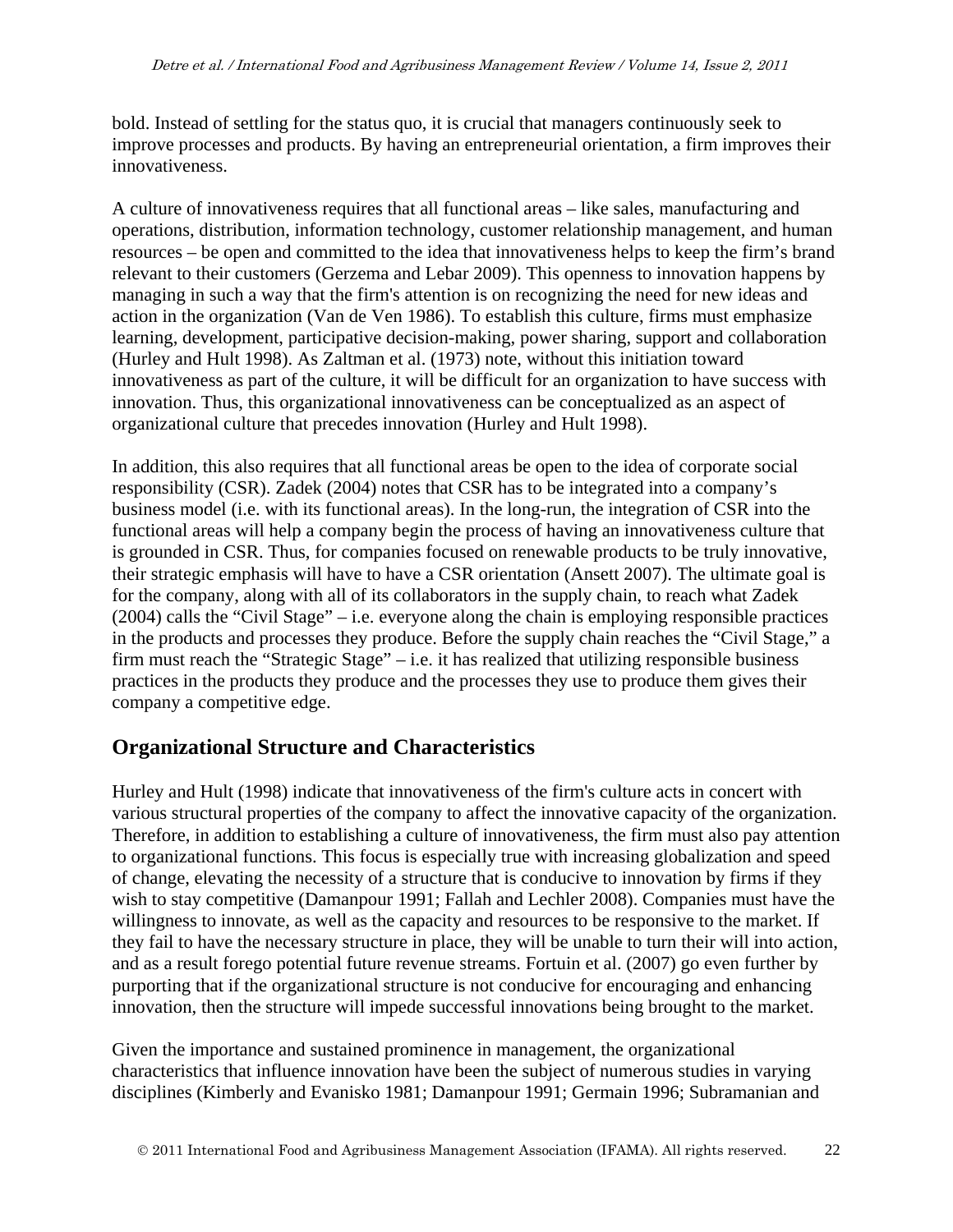bold. Instead of settling for the status quo, it is crucial that managers continuously seek to improve processes and products. By having an entrepreneurial orientation, a firm improves their innovativeness.

A culture of innovativeness requires that all functional areas – like sales, manufacturing and operations, distribution, information technology, customer relationship management, and human resources – be open and committed to the idea that innovativeness helps to keep the firm's brand relevant to their customers (Gerzema and Lebar 2009). This openness to innovation happens by managing in such a way that the firm's attention is on recognizing the need for new ideas and action in the organization (Van de Ven 1986). To establish this culture, firms must emphasize learning, development, participative decision-making, power sharing, support and collaboration (Hurley and Hult 1998). As Zaltman et al. (1973) note, without this initiation toward innovativeness as part of the culture, it will be difficult for an organization to have success with innovation. Thus, this organizational innovativeness can be conceptualized as an aspect of organizational culture that precedes innovation (Hurley and Hult 1998).

In addition, this also requires that all functional areas be open to the idea of corporate social responsibility (CSR). Zadek (2004) notes that CSR has to be integrated into a company's business model (i.e. with its functional areas). In the long-run, the integration of CSR into the functional areas will help a company begin the process of having an innovativeness culture that is grounded in CSR. Thus, for companies focused on renewable products to be truly innovative, their strategic emphasis will have to have a CSR orientation (Ansett 2007). The ultimate goal is for the company, along with all of its collaborators in the supply chain, to reach what Zadek (2004) calls the "Civil Stage" – i.e. everyone along the chain is employing responsible practices in the products and processes they produce. Before the supply chain reaches the "Civil Stage," a firm must reach the "Strategic Stage" – i.e. it has realized that utilizing responsible business practices in the products they produce and the processes they use to produce them gives their company a competitive edge.

## Organizational Structure and Characteristics

Hurley and Hult (1998) indicate that innovativeness of the firm's culture acts in concert with various structural properties of the company to affect the innovative capacity of the organization. Therefore, in addition to establishing a culture of innovativeness, the firm must also pay attention to organizational functions. This focus is especially true with increasing globalization and speed of change, elevating the necessity of a structure that is conducive to innovation by firms if they wish to stay competitive (Damanpour 1991; Fallah and Lechler 2008). Companies must have the willingness to innovate, as well as the capacity and resources to be responsive to the market. If they fail to have the necessary structure in place, they will be unable to turn their will into action, and as a result forego potential future revenue streams. Fortuin et al. (2007) go even further by purporting that if the organizational structure is not conducive for encouraging and enhancing innovation, then the structure will impede successful innovations being brought to the market.

Given the importance and sustained prominence in management, the organizational characteristics that influence innovation have been the subject of numerous studies in varying disciplines (Kimberly and Evanisko 1981; Damanpour 1991; Germain 1996; Subramanian and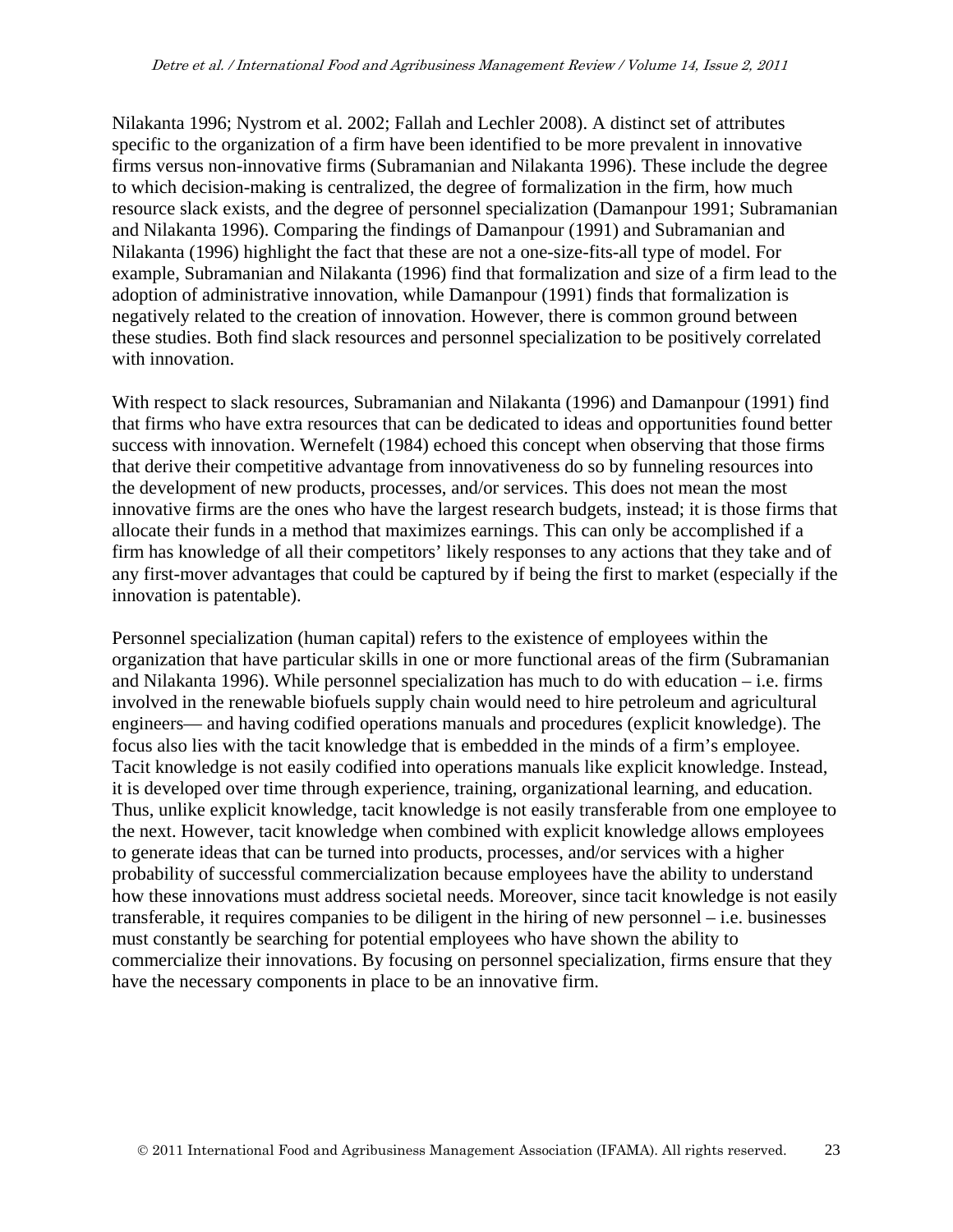Nilakanta 1996; Nystrom et al. 2002; Fallah and Lechler 2008). A distinct set of attributes specific to the organization of a firm have been identified to be more prevalent in innovative firms versus non-innovative firms (Subramanian and Nilakanta 1996). These include the degree to which decision-making is centralized, the degree of formalization in the firm, how much resource slack exists, and the degree of personnel specialization (Damanpour 1991; Subramanian and Nilakanta 1996). Comparing the findings of Damanpour (1991) and Subramanian and Nilakanta (1996) highlight the fact that these are not a one-size-fits-all type of model. For example, Subramanian and Nilakanta (1996) find that formalization and size of a firm lead to the adoption of administrative innovation, while Damanpour (1991) finds that formalization is negatively related to the creation of innovation. However, there is common ground between these studies. Both find slack resources and personnel specialization to be positively correlated with innovation.

With respect to slack resources, Subramanian and Nilakanta (1996) and Damanpour (1991) find that firms who have extra resources that can be dedicated to ideas and opportunities found better success with innovation. Wernefelt (1984) echoed this concept when observing that those firms that derive their competitive advantage from innovativeness do so by funneling resources into the development of new products, processes, and/or services. This does not mean the most innovative firms are the ones who have the largest research budgets, instead; it is those firms that allocate their funds in a method that maximizes earnings. This can only be accomplished if a firm has knowledge of all their competitors' likely responses to any actions that they take and of any first-mover advantages that could be captured by if being the first to market (especially if the innovation is patentable).

Personnel specialization (human capital) refers to the existence of employees within the organization that have particular skills in one or more functional areas of the firm (Subramanian and Nilakanta 1996). While personnel specialization has much to do with education – i.e. firms involved in the renewable biofuels supply chain would need to hire petroleum and agricultural engineers— and having codified operations manuals and procedures (explicit knowledge). The focus also lies with the tacit knowledge that is embedded in the minds of a firm's employee. Tacit knowledge is not easily codified into operations manuals like explicit knowledge. Instead, it is developed over time through experience, training, organizational learning, and education. Thus, unlike explicit knowledge, tacit knowledge is not easily transferable from one employee to the next. However, tacit knowledge when combined with explicit knowledge allows employees to generate ideas that can be turned into products, processes, and/or services with a higher probability of successful commercialization because employees have the ability to understand how these innovations must address societal needs. Moreover, since tacit knowledge is not easily transferable, it requires companies to be diligent in the hiring of new personnel – i.e. businesses must constantly be searching for potential employees who have shown the ability to commercialize their innovations. By focusing on personnel specialization, firms ensure that they have the necessary components in place to be an innovative firm.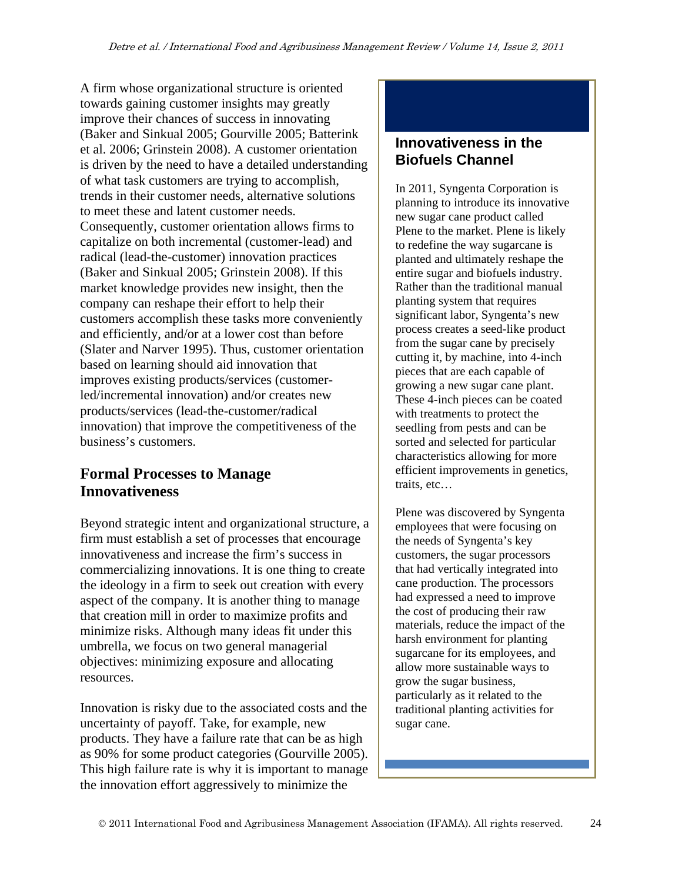A firm whose organizational structure is oriented towards gaining customer insights may greatly improve their chances of success in innovating (Baker and Sinkual 2005; Gourville 2005; Batterink et al. 2006; Grinstein 2008). A customer orientation is driven by the need to have a detailed understanding of what task customers are trying to accomplish, trends in their customer needs, alternative solutions to meet these and latent customer needs. Consequently, customer orientation allows firms to capitalize on both incremental (customer-lead) and radical (lead-the-customer) innovation practices (Baker and Sinkual 2005; Grinstein 2008). If this market knowledge provides new insight, then the company can reshape their effort to help their customers accomplish these tasks more conveniently and efficiently, and/or at a lower cost than before (Slater and Narver 1995). Thus, customer orientation based on learning should aid innovation that improves existing products/services (customer-led/incremental innovation) and/or creates new products/services (lead-the-customer/radical innovation) that improve the competitiveness of the business's customers.

## Formal Processes to Manage Innovativeness

Beyond strategic intent and organizational structure, a firm must establish a set of processes that encourage innovativeness and increase the firm's success in commercializing innovations. It is one thing to create the ideology in a firm to seek out creation with every aspect of the company. It is another thing to manage that creation mill in order to maximize profits and minimize risks. Although many ideas fit under this umbrella, we focus on two general managerial objectives: minimizing exposure and allocating resources.

Innovation is risky due to the associated costs and the uncertainty of payoff. Take, for example, new products. They have a failure rate that can be as high as 90% for some product categories (Gourville 2005). This high failure rate is why it is important to manage the innovation effort aggressively to minimize the

### Innovativeness in the Biofuels Channel

In 2011, Syngenta Corporation is planning to introduce its innovative new sugar cane product called Plene to the market. Plene is likely to redefine the way sugarcane is planted and ultimately reshape the entire sugar and biofuels industry. Rather than the traditional manual planting system that requires significant labor, Syngenta's new process creates a seed-like product from the sugar cane by precisely cutting it, by machine, into 4-inch pieces that are each capable of growing a new sugar cane plant. These 4-inch pieces can be coated with treatments to protect the seedling from pests and can be sorted and selected for particular characteristics allowing for more efficient improvements in genetics, traits, etc…

Plene was discovered by Syngenta employees that were focusing on the needs of Syngenta's key customers, the sugar processors that had vertically integrated into cane production. The processors had expressed a need to improve the cost of producing their raw materials, reduce the impact of the harsh environment for planting sugarcane for its employees, and allow more sustainable ways to grow the sugar business, particularly as it related to the traditional planting activities for sugar cane.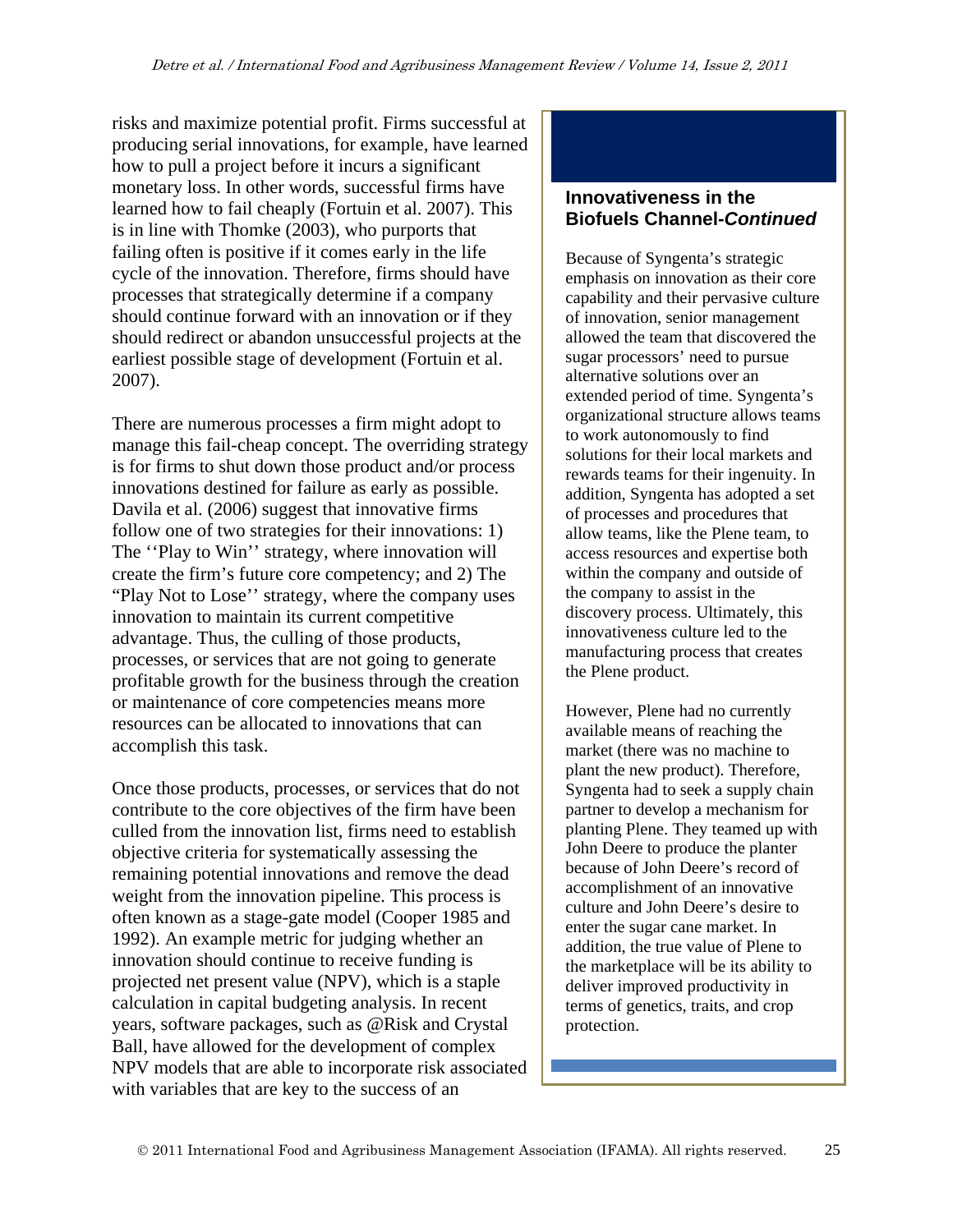risks and maximize potential profit. Firms successful at producing serial innovations, for example, have learned how to pull a project before it incurs a significant monetary loss. In other words, successful firms have learned how to fail cheaply (Fortuin et al. 2007). This is in line with Thomke (2003), who purports that failing often is positive if it comes early in the life cycle of the innovation. Therefore, firms should have processes that strategically determine if a company should continue forward with an innovation or if they should redirect or abandon unsuccessful projects at the earliest possible stage of development (Fortuin et al. 2007).

There are numerous processes a firm might adopt to manage this fail-cheap concept. The overriding strategy is for firms to shut down those product and/or process innovations destined for failure as early as possible. Davila et al. (2006) suggest that innovative firms follow one of two strategies for their innovations: 1) The ''Play to Win'' strategy, where innovation will create the firm's future core competency; and 2) The "Play Not to Lose'' strategy, where the company uses innovation to maintain its current competitive advantage. Thus, the culling of those products, processes, or services that are not going to generate profitable growth for the business through the creation or maintenance of core competencies means more resources can be allocated to innovations that can accomplish this task.

Once those products, processes, or services that do not contribute to the core objectives of the firm have been culled from the innovation list, firms need to establish objective criteria for systematically assessing the remaining potential innovations and remove the dead weight from the innovation pipeline. This process is often known as a stage-gate model (Cooper 1985 and 1992). An example metric for judging whether an innovation should continue to receive funding is projected net present value (NPV), which is a staple calculation in capital budgeting analysis. In recent years, software packages, such as @Risk and Crystal Ball, have allowed for the development of complex NPV models that are able to incorporate risk associated with variables that are key to the success of an

### Innovativeness in the Biofuels Channel-*Continued*

Because of Syngenta's strategic emphasis on innovation as their core capability and their pervasive culture of innovation, senior management allowed the team that discovered the sugar processors' need to pursue alternative solutions over an extended period of time. Syngenta's organizational structure allows teams to work autonomously to find solutions for their local markets and rewards teams for their ingenuity. In addition, Syngenta has adopted a set of processes and procedures that allow teams, like the Plene team, to access resources and expertise both within the company and outside of the company to assist in the discovery process. Ultimately, this innovativeness culture led to the manufacturing process that creates the Plene product.

However, Plene had no currently available means of reaching the market (there was no machine to plant the new product). Therefore, Syngenta had to seek a supply chain partner to develop a mechanism for planting Plene. They teamed up with John Deere to produce the planter because of John Deere's record of accomplishment of an innovative culture and John Deere's desire to enter the sugar cane market. In addition, the true value of Plene to the marketplace will be its ability to deliver improved productivity in terms of genetics, traits, and crop protection.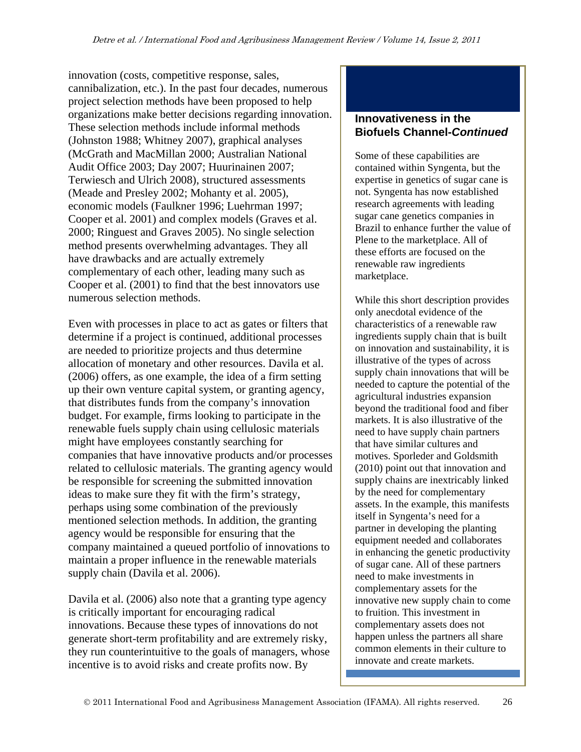innovation (costs, competitive response, sales, cannibalization, etc.). In the past four decades, numerous project selection methods have been proposed to help organizations make better decisions regarding innovation. These selection methods include informal methods (Johnston 1988; Whitney 2007), graphical analyses (McGrath and MacMillan 2000; Australian National Audit Office 2003; Day 2007; Huurinainen 2007; Terwiesch and Ulrich 2008), structured assessments (Meade and Presley 2002; Mohanty et al. 2005), economic models (Faulkner 1996; Luehrman 1997; Cooper et al. 2001) and complex models (Graves et al. 2000; Ringuest and Graves 2005). No single selection method presents overwhelming advantages. They all have drawbacks and are actually extremely complementary of each other, leading many such as Cooper et al. (2001) to find that the best innovators use numerous selection methods.

Even with processes in place to act as gates or filters that determine if a project is continued, additional processes are needed to prioritize projects and thus determine allocation of monetary and other resources. Davila et al. (2006) offers, as one example, the idea of a firm setting up their own venture capital system, or granting agency, that distributes funds from the company's innovation budget. For example, firms looking to participate in the renewable fuels supply chain using cellulosic materials might have employees constantly searching for companies that have innovative products and/or processes related to cellulosic materials. The granting agency would be responsible for screening the submitted innovation ideas to make sure they fit with the firm's strategy, perhaps using some combination of the previously mentioned selection methods. In addition, the granting agency would be responsible for ensuring that the company maintained a queued portfolio of innovations to maintain a proper influence in the renewable materials supply chain (Davila et al. 2006).

Davila et al. (2006) also note that a granting type agency is critically important for encouraging radical innovations. Because these types of innovations do not generate short-term profitability and are extremely risky, they run counterintuitive to the goals of managers, whose incentive is to avoid risks and create profits now. By

### Innovativeness in the Biofuels Channel-*Continued*

Some of these capabilities are contained within Syngenta, but the expertise in genetics of sugar cane is not. Syngenta has now established research agreements with leading sugar cane genetics companies in Brazil to enhance further the value of Plene to the marketplace. All of these efforts are focused on the renewable raw ingredients marketplace.

While this short description provides only anecdotal evidence of the characteristics of a renewable raw ingredients supply chain that is built on innovation and sustainability, it is illustrative of the types of across supply chain innovations that will be needed to capture the potential of the agricultural industries expansion beyond the traditional food and fiber markets. It is also illustrative of the need to have supply chain partners that have similar cultures and motives. Sporleder and Goldsmith (2010) point out that innovation and supply chains are inextricably linked by the need for complementary assets. In the example, this manifests itself in Syngenta's need for a partner in developing the planting equipment needed and collaborates in enhancing the genetic productivity of sugar cane. All of these partners need to make investments in complementary assets for the innovative new supply chain to come to fruition. This investment in complementary assets does not happen unless the partners all share common elements in their culture to innovate and create markets.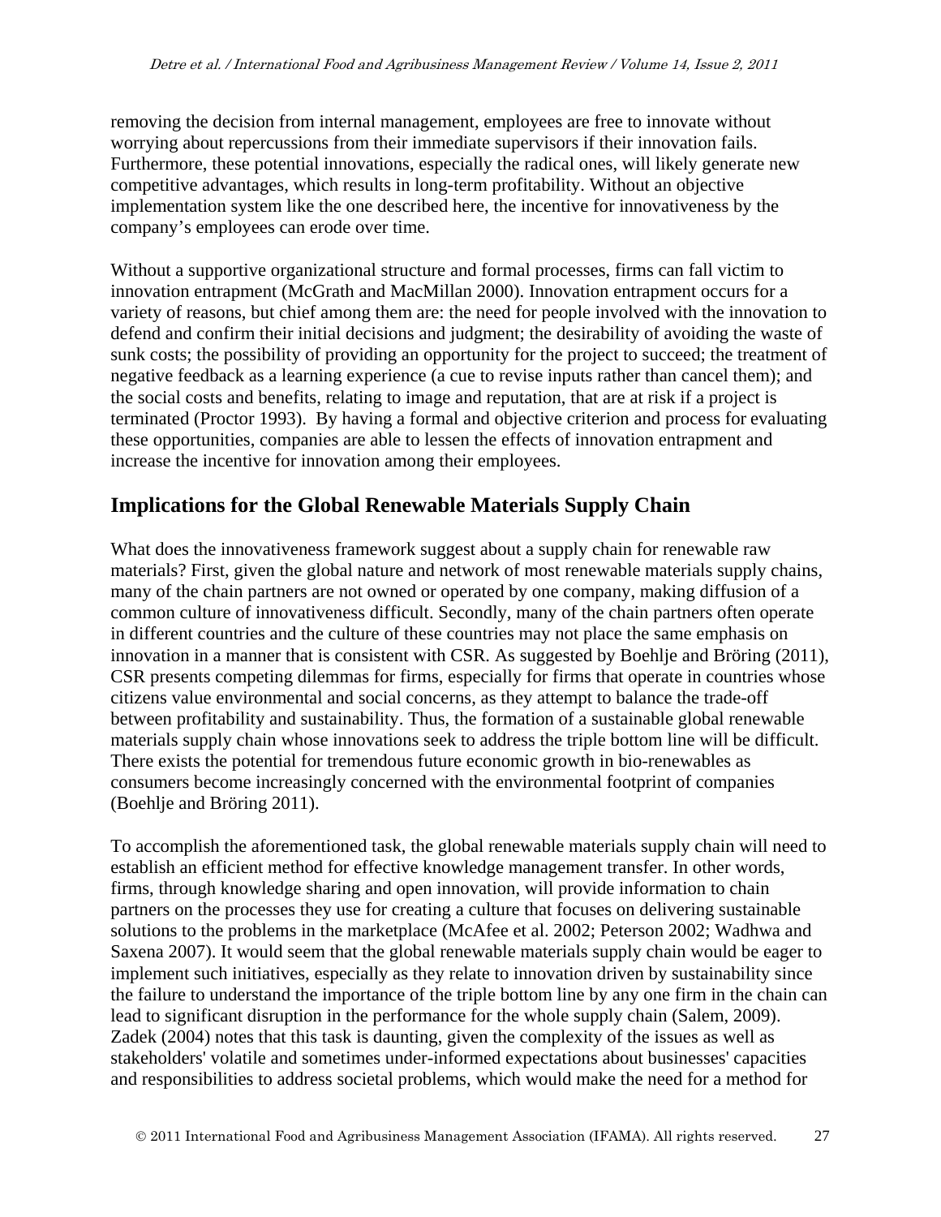removing the decision from internal management, employees are free to innovate without worrying about repercussions from their immediate supervisors if their innovation fails. Furthermore, these potential innovations, especially the radical ones, will likely generate new competitive advantages, which results in long-term profitability. Without an objective implementation system like the one described here, the incentive for innovativeness by the company's employees can erode over time.

Without a supportive organizational structure and formal processes, firms can fall victim to innovation entrapment (McGrath and MacMillan 2000). Innovation entrapment occurs for a variety of reasons, but chief among them are: the need for people involved with the innovation to defend and confirm their initial decisions and judgment; the desirability of avoiding the waste of sunk costs; the possibility of providing an opportunity for the project to succeed; the treatment of negative feedback as a learning experience (a cue to revise inputs rather than cancel them); and the social costs and benefits, relating to image and reputation, that are at risk if a project is terminated (Proctor 1993). By having a formal and objective criterion and process for evaluating these opportunities, companies are able to lessen the effects of innovation entrapment and increase the incentive for innovation among their employees.

## Implications for the Global Renewable Materials Supply Chain

What does the innovativeness framework suggest about a supply chain for renewable raw materials? First, given the global nature and network of most renewable materials supply chains, many of the chain partners are not owned or operated by one company, making diffusion of a common culture of innovativeness difficult. Secondly, many of the chain partners often operate in different countries and the culture of these countries may not place the same emphasis on innovation in a manner that is consistent with CSR. As suggested by Boehlje and Bröring (2011), CSR presents competing dilemmas for firms, especially for firms that operate in countries whose citizens value environmental and social concerns, as they attempt to balance the trade-off between profitability and sustainability. Thus, the formation of a sustainable global renewable materials supply chain whose innovations seek to address the triple bottom line will be difficult. There exists the potential for tremendous future economic growth in bio-renewables as consumers become increasingly concerned with the environmental footprint of companies (Boehlje and Bröring 2011).

To accomplish the aforementioned task, the global renewable materials supply chain will need to establish an efficient method for effective knowledge management transfer. In other words, firms, through knowledge sharing and open innovation, will provide information to chain partners on the processes they use for creating a culture that focuses on delivering sustainable solutions to the problems in the marketplace (McAfee et al. 2002; Peterson 2002; Wadhwa and Saxena 2007). It would seem that the global renewable materials supply chain would be eager to implement such initiatives, especially as they relate to innovation driven by sustainability since the failure to understand the importance of the triple bottom line by any one firm in the chain can lead to significant disruption in the performance for the whole supply chain (Salem, 2009). Zadek (2004) notes that this task is daunting, given the complexity of the issues as well as stakeholders' volatile and sometimes under-informed expectations about businesses' capacities and responsibilities to address societal problems, which would make the need for a method for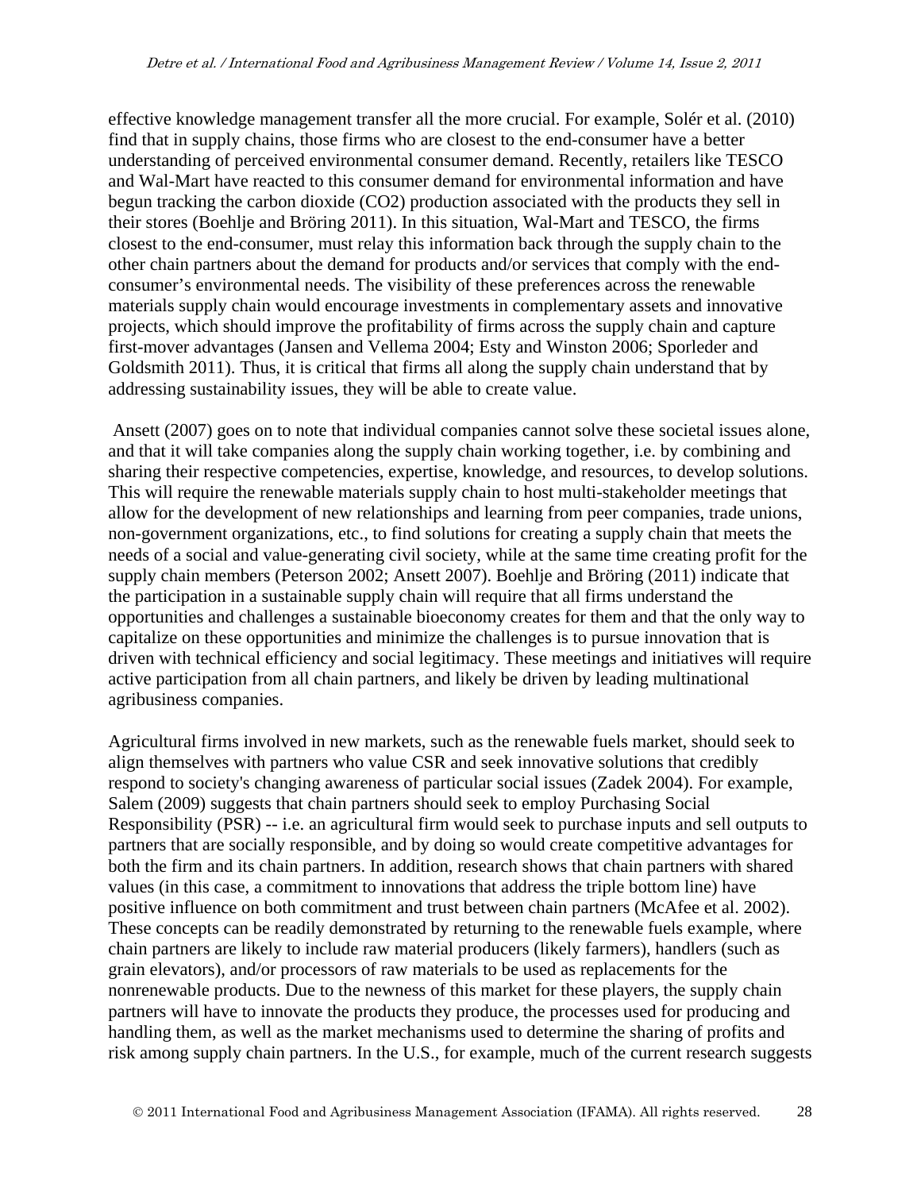effective knowledge management transfer all the more crucial. For example, Solér et al. (2010) find that in supply chains, those firms who are closest to the end-consumer have a better understanding of perceived environmental consumer demand. Recently, retailers like TESCO and Wal-Mart have reacted to this consumer demand for environmental information and have begun tracking the carbon dioxide ($CO_2$) production associated with the products they sell in their stores (Boehlje and Bröring 2011). In this situation, Wal-Mart and TESCO, the firms closest to the end-consumer, must relay this information back through the supply chain to the other chain partners about the demand for products and/or services that comply with the end-consumer's environmental needs. The visibility of these preferences across the renewable materials supply chain would encourage investments in complementary assets and innovative projects, which should improve the profitability of firms across the supply chain and capture first-mover advantages (Jansen and Vellema 2004; Esty and Winston 2006; Sporleder and Goldsmith 2011). Thus, it is critical that firms all along the supply chain understand that by addressing sustainability issues, they will be able to create value.

Ansett (2007) goes on to note that individual companies cannot solve these societal issues alone, and that it will take companies along the supply chain working together, i.e. by combining and sharing their respective competencies, expertise, knowledge, and resources, to develop solutions. This will require the renewable materials supply chain to host multi-stakeholder meetings that allow for the development of new relationships and learning from peer companies, trade unions, non-government organizations, etc., to find solutions for creating a supply chain that meets the needs of a social and value-generating civil society, while at the same time creating profit for the supply chain members (Peterson 2002; Ansett 2007). Boehlje and Bröring (2011) indicate that the participation in a sustainable supply chain will require that all firms understand the opportunities and challenges a sustainable bioeconomy creates for them and that the only way to capitalize on these opportunities and minimize the challenges is to pursue innovation that is driven with technical efficiency and social legitimacy. These meetings and initiatives will require active participation from all chain partners, and likely be driven by leading multinational agribusiness companies.

Agricultural firms involved in new markets, such as the renewable fuels market, should seek to align themselves with partners who value CSR and seek innovative solutions that credibly respond to society's changing awareness of particular social issues (Zadek 2004). For example, Salem (2009) suggests that chain partners should seek to employ Purchasing Social Responsibility (PSR) -- i.e. an agricultural firm would seek to purchase inputs and sell outputs to partners that are socially responsible, and by doing so would create competitive advantages for both the firm and its chain partners. In addition, research shows that chain partners with shared values (in this case, a commitment to innovations that address the triple bottom line) have positive influence on both commitment and trust between chain partners (McAfee et al. 2002). These concepts can be readily demonstrated by returning to the renewable fuels example, where chain partners are likely to include raw material producers (likely farmers), handlers (such as grain elevators), and/or processors of raw materials to be used as replacements for the nonrenewable products. Due to the newness of this market for these players, the supply chain partners will have to innovate the products they produce, the processes used for producing and handling them, as well as the market mechanisms used to determine the sharing of profits and risk among supply chain partners. In the U.S., for example, much of the current research suggests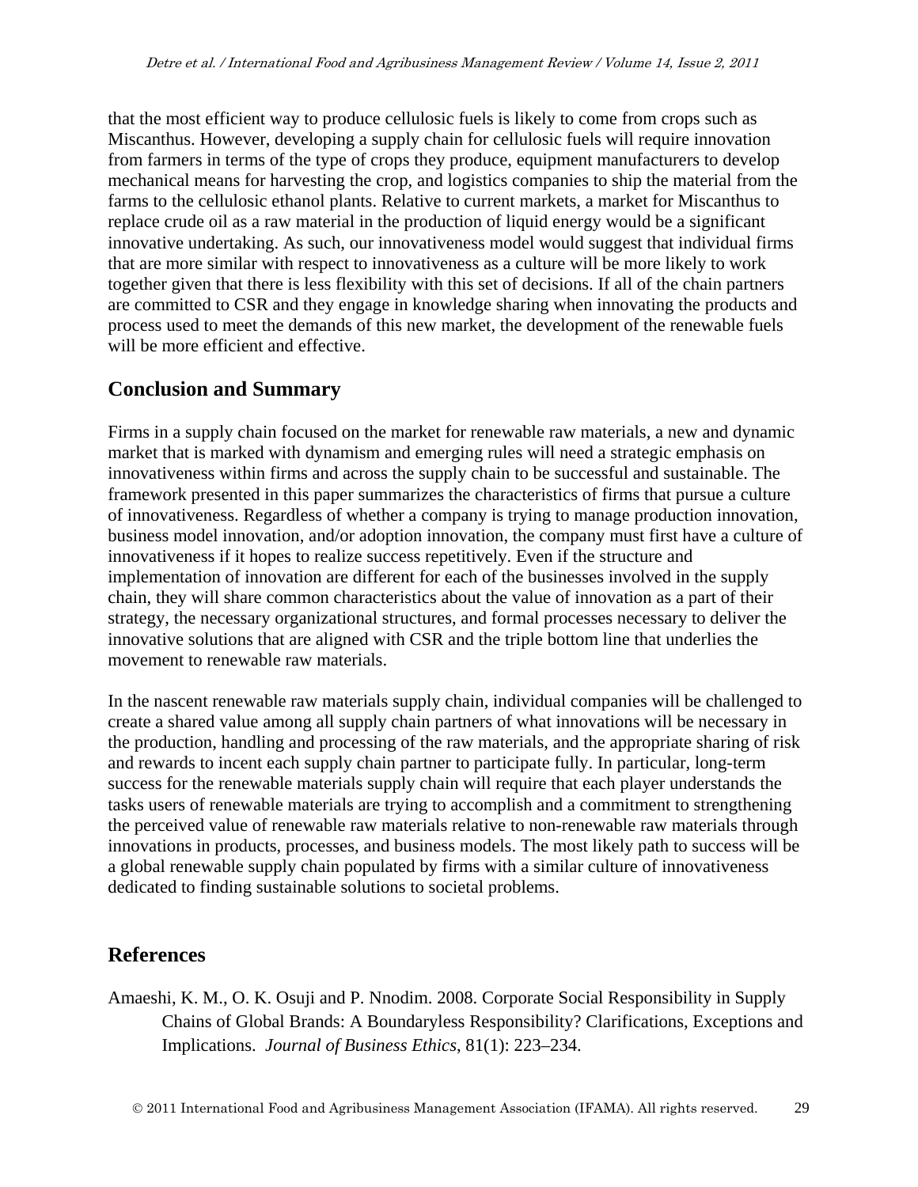that the most efficient way to produce cellulosic fuels is likely to come from crops such as Miscanthus. However, developing a supply chain for cellulosic fuels will require innovation from farmers in terms of the type of crops they produce, equipment manufacturers to develop mechanical means for harvesting the crop, and logistics companies to ship the material from the farms to the cellulosic ethanol plants. Relative to current markets, a market for Miscanthus to replace crude oil as a raw material in the production of liquid energy would be a significant innovative undertaking. As such, our innovativeness model would suggest that individual firms that are more similar with respect to innovativeness as a culture will be more likely to work together given that there is less flexibility with this set of decisions. If all of the chain partners are committed to CSR and they engage in knowledge sharing when innovating the products and process used to meet the demands of this new market, the development of the renewable fuels will be more efficient and effective.

## Conclusion and Summary

Firms in a supply chain focused on the market for renewable raw materials, a new and dynamic market that is marked with dynamism and emerging rules will need a strategic emphasis on innovativeness within firms and across the supply chain to be successful and sustainable. The framework presented in this paper summarizes the characteristics of firms that pursue a culture of innovativeness. Regardless of whether a company is trying to manage production innovation, business model innovation, and/or adoption innovation, the company must first have a culture of innovativeness if it hopes to realize success repetitively. Even if the structure and implementation of innovation are different for each of the businesses involved in the supply chain, they will share common characteristics about the value of innovation as a part of their strategy, the necessary organizational structures, and formal processes necessary to deliver the innovative solutions that are aligned with CSR and the triple bottom line that underlies the movement to renewable raw materials.

In the nascent renewable raw materials supply chain, individual companies will be challenged to create a shared value among all supply chain partners of what innovations will be necessary in the production, handling and processing of the raw materials, and the appropriate sharing of risk and rewards to incent each supply chain partner to participate fully. In particular, long-term success for the renewable materials supply chain will require that each player understands the tasks users of renewable materials are trying to accomplish and a commitment to strengthening the perceived value of renewable raw materials relative to non-renewable raw materials through innovations in products, processes, and business models. The most likely path to success will be a global renewable supply chain populated by firms with a similar culture of innovativeness dedicated to finding sustainable solutions to societal problems.

## References

Amaeshi, K. M., O. K. Osuji and P. Nnodim. 2008. Corporate Social Responsibility in Supply Chains of Global Brands: A Boundaryless Responsibility? Clarifications, Exceptions and Implications. *Journal of Business Ethics*, 81(1): 223–234.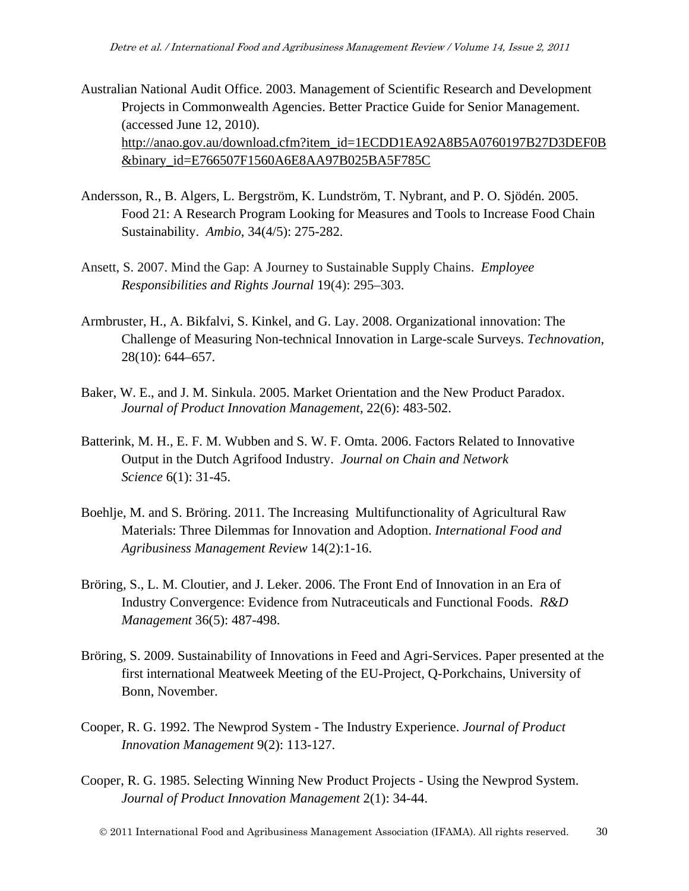Australian National Audit Office. 2003. Management of Scientific Research and Development Projects in Commonwealth Agencies. Better Practice Guide for Senior Management. (accessed June 12, 2010). http://anao.gov.au/download.cfm?item_id=1ECDD1EA92A8B5A0760197B27D3DEF0B&binary_id=E766507F1560A6E8AA97B025BA5F785C

Andersson, R., B. Algers, L. Bergström, K. Lundström, T. Nybrant, and P. O. Sjödén. 2005. Food 21: A Research Program Looking for Measures and Tools to Increase Food Chain Sustainability. *Ambio*, 34(4/5): 275-282.

Ansett, S. 2007. Mind the Gap: A Journey to Sustainable Supply Chains. *Employee Responsibilities and Rights Journal* 19(4): 295–303.

Armbruster, H., A. Bikfalvi, S. Kinkel, and G. Lay. 2008. Organizational innovation: The Challenge of Measuring Non-technical Innovation in Large-scale Surveys. *Technovation*, 28(10): 644–657.

Baker, W. E., and J. M. Sinkula. 2005. Market Orientation and the New Product Paradox. *Journal of Product Innovation Management*, 22(6): 483-502.

Batterink, M. H., E. F. M. Wubben and S. W. F. Omta. 2006. Factors Related to Innovative Output in the Dutch Agrifood Industry. *Journal on Chain and Network Science* 6(1): 31-45.

Boehlje, M. and S. Bröring. 2011. The Increasing Multifunctionality of Agricultural Raw Materials: Three Dilemmas for Innovation and Adoption. *International Food and Agribusiness Management Review* 14(2):1-16.

Bröring, S., L. M. Cloutier, and J. Leker. 2006. The Front End of Innovation in an Era of Industry Convergence: Evidence from Nutraceuticals and Functional Foods. *R&D Management* 36(5): 487-498.

Bröring, S. 2009. Sustainability of Innovations in Feed and Agri-Services. Paper presented at the first international Meatweek Meeting of the EU-Project, Q-Porkchains, University of Bonn, November.

Cooper, R. G. 1992. The Newprod System - The Industry Experience. *Journal of Product Innovation Management* 9(2): 113-127.

Cooper, R. G. 1985. Selecting Winning New Product Projects - Using the Newprod System. *Journal of Product Innovation Management* 2(1): 34-44.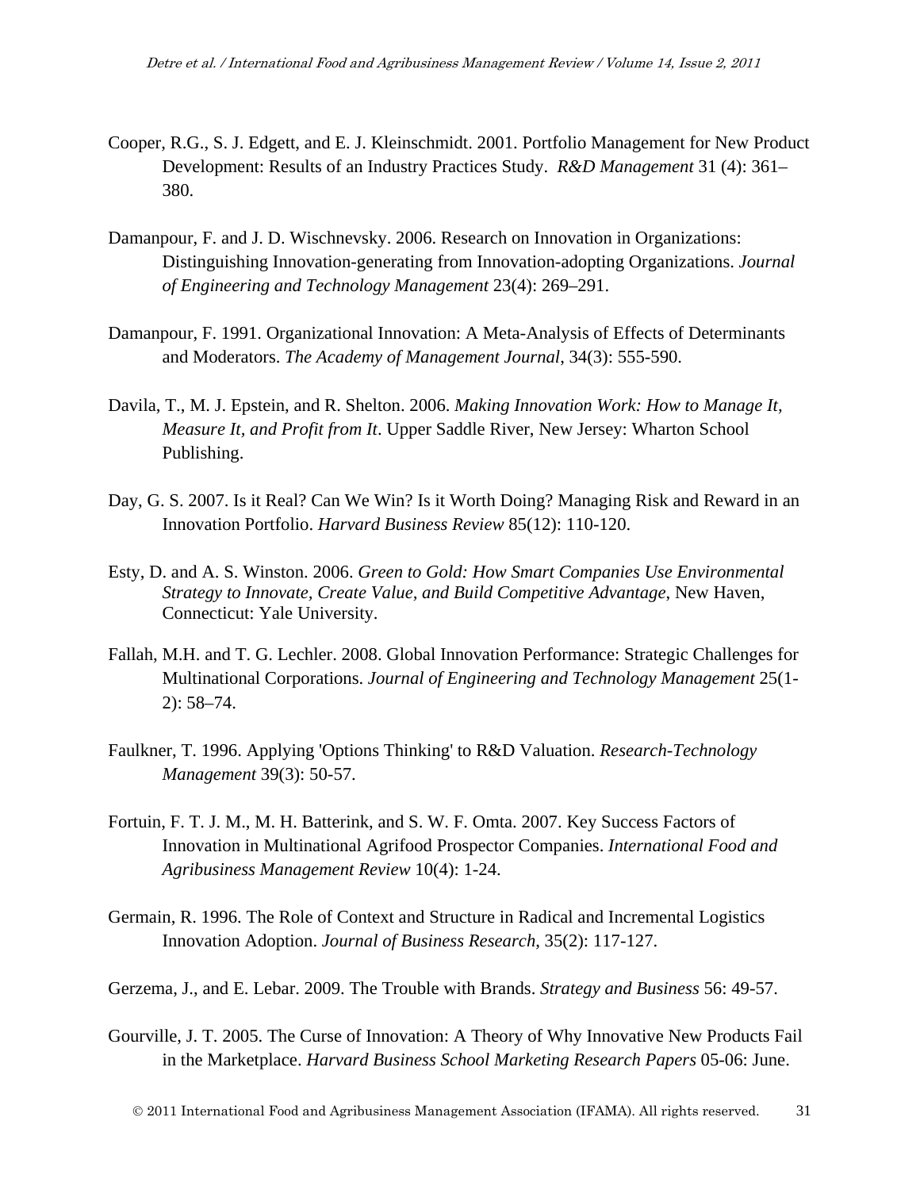Cooper, R.G., S. J. Edgett, and E. J. Kleinschmidt. 2001. Portfolio Management for New Product Development: Results of an Industry Practices Study. *R&D Management* 31 (4): 361–380.

Damanpour, F. and J. D. Wischnevsky. 2006. Research on Innovation in Organizations: Distinguishing Innovation-generating from Innovation-adopting Organizations. *Journal of Engineering and Technology Management* 23(4): 269–291.

Damanpour, F. 1991. Organizational Innovation: A Meta-Analysis of Effects of Determinants and Moderators. *The Academy of Management Journal*, 34(3): 555-590.

Davila, T., M. J. Epstein, and R. Shelton. 2006. *Making Innovation Work: How to Manage It, Measure It, and Profit from It*. Upper Saddle River, New Jersey: Wharton School Publishing.

Day, G. S. 2007. Is it Real? Can We Win? Is it Worth Doing? Managing Risk and Reward in an Innovation Portfolio. *Harvard Business Review* 85(12): 110-120.

Esty, D. and A. S. Winston. 2006. *Green to Gold: How Smart Companies Use Environmental Strategy to Innovate, Create Value, and Build Competitive Advantage*, New Haven, Connecticut: Yale University.

Fallah, M.H. and T. G. Lechler. 2008. Global Innovation Performance: Strategic Challenges for Multinational Corporations. *Journal of Engineering and Technology Management* 25(1-2): 58–74.

Faulkner, T. 1996. Applying 'Options Thinking' to R&D Valuation. *Research-Technology Management* 39(3): 50-57.

Fortuin, F. T. J. M., M. H. Batterink, and S. W. F. Omta. 2007. Key Success Factors of Innovation in Multinational Agrifood Prospector Companies. *International Food and Agribusiness Management Review* 10(4): 1-24.

Germain, R. 1996. The Role of Context and Structure in Radical and Incremental Logistics Innovation Adoption. *Journal of Business Research*, 35(2): 117-127.

Gerzema, J., and E. Lebar. 2009. The Trouble with Brands. *Strategy and Business* 56: 49-57.

Gourville, J. T. 2005. The Curse of Innovation: A Theory of Why Innovative New Products Fail in the Marketplace. *Harvard Business School Marketing Research Papers* 05-06: June.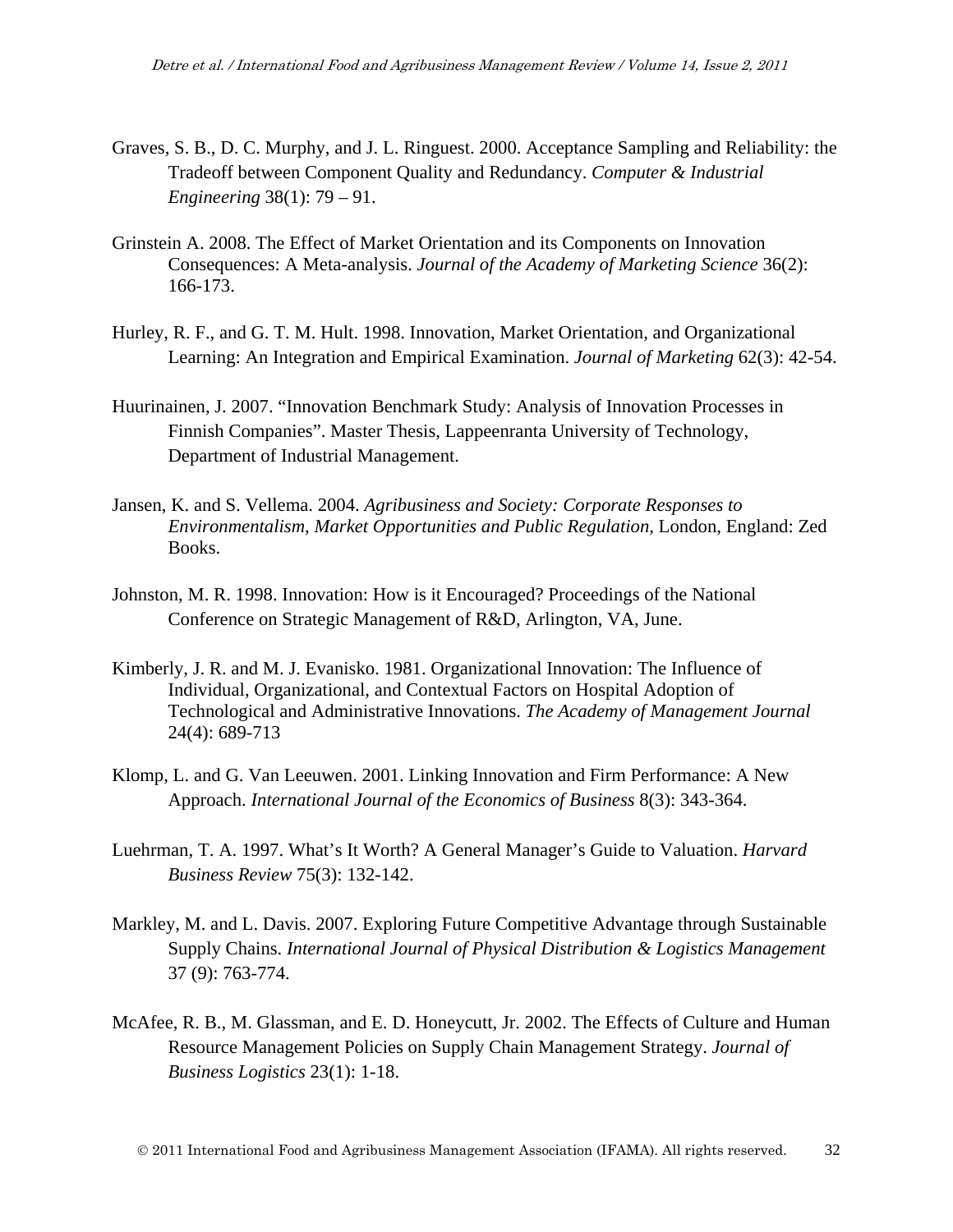Graves, S. B., D. C. Murphy, and J. L. Ringuest. 2000. Acceptance Sampling and Reliability: the Tradeoff between Component Quality and Redundancy. *Computer & Industrial Engineering* 38(1): 79 – 91.

Grinstein A. 2008. The Effect of Market Orientation and its Components on Innovation Consequences: A Meta-analysis. *Journal of the Academy of Marketing Science* 36(2): 166-173.

Hurley, R. F., and G. T. M. Hult. 1998. Innovation, Market Orientation, and Organizational Learning: An Integration and Empirical Examination. *Journal of Marketing* 62(3): 42-54.

Huurinainen, J. 2007. "Innovation Benchmark Study: Analysis of Innovation Processes in Finnish Companies". Master Thesis, Lappeenranta University of Technology, Department of Industrial Management.

Jansen, K. and S. Vellema. 2004. *Agribusiness and Society: Corporate Responses to Environmentalism, Market Opportunities and Public Regulation*, London, England: Zed Books.

Johnston, M. R. 1998. Innovation: How is it Encouraged? Proceedings of the National Conference on Strategic Management of R&D, Arlington, VA, June.

Kimberly, J. R. and M. J. Evanisko. 1981. Organizational Innovation: The Influence of Individual, Organizational, and Contextual Factors on Hospital Adoption of Technological and Administrative Innovations. *The Academy of Management Journal* 24(4): 689-713

Klomp, L. and G. Van Leeuwen. 2001. Linking Innovation and Firm Performance: A New Approach. *International Journal of the Economics of Business* 8(3): 343-364.

Luehrman, T. A. 1997. What's It Worth? A General Manager's Guide to Valuation. *Harvard Business Review* 75(3): 132-142.

Markley, M. and L. Davis. 2007. Exploring Future Competitive Advantage through Sustainable Supply Chains. *International Journal of Physical Distribution & Logistics Management* 37 (9): 763-774.

McAfee, R. B., M. Glassman, and E. D. Honeycutt, Jr. 2002. The Effects of Culture and Human Resource Management Policies on Supply Chain Management Strategy. *Journal of Business Logistics* 23(1): 1-18.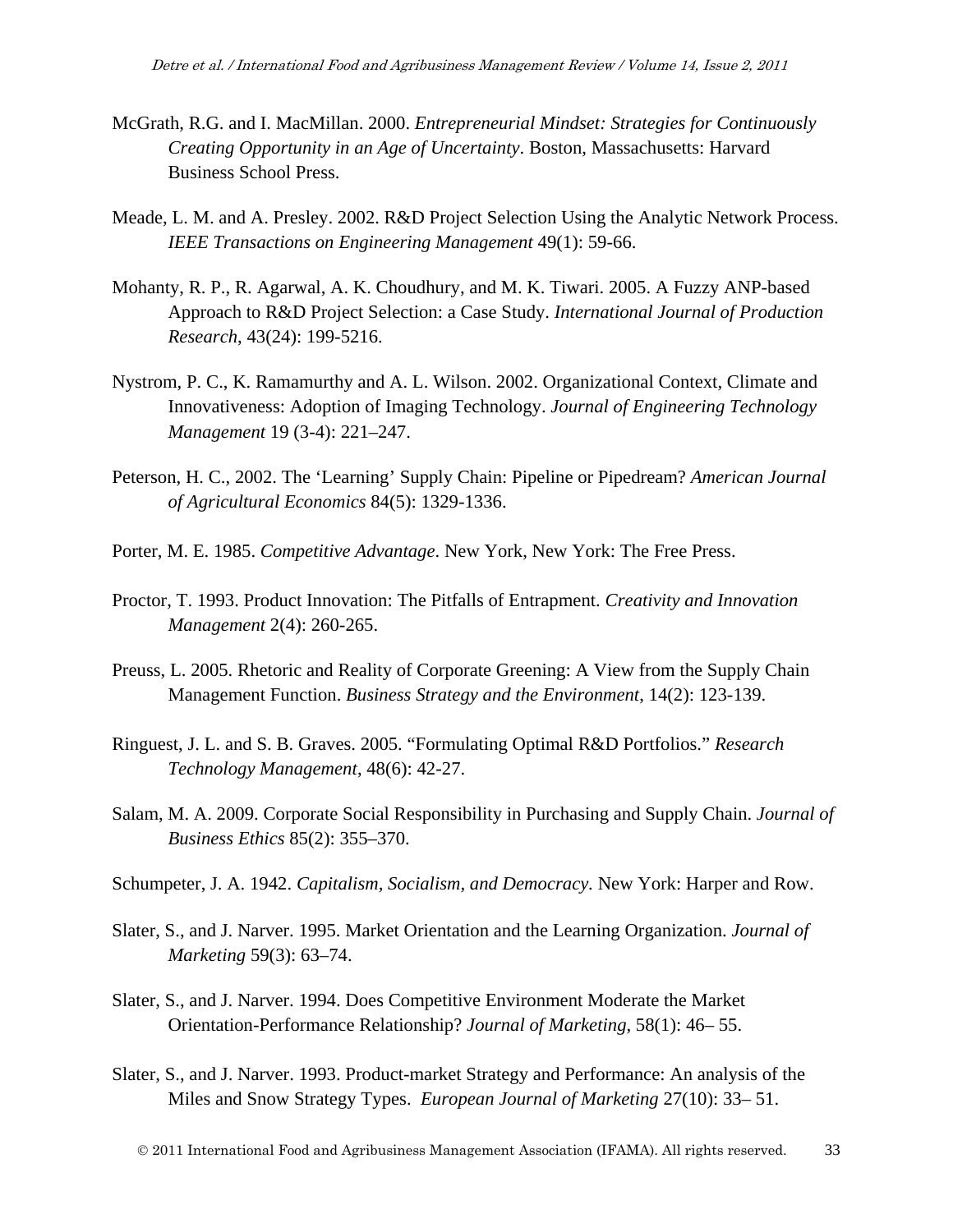McGrath, R.G. and I. MacMillan. 2000. *Entrepreneurial Mindset: Strategies for Continuously Creating Opportunity in an Age of Uncertainty*. Boston, Massachusetts: Harvard Business School Press.

Meade, L. M. and A. Presley. 2002. R&D Project Selection Using the Analytic Network Process. *IEEE Transactions on Engineering Management* 49(1): 59-66.

Mohanty, R. P., R. Agarwal, A. K. Choudhury, and M. K. Tiwari. 2005. A Fuzzy ANP-based Approach to R&D Project Selection: a Case Study. *International Journal of Production Research*, 43(24): 199-5216.

Nystrom, P. C., K. Ramamurthy and A. L. Wilson. 2002. Organizational Context, Climate and Innovativeness: Adoption of Imaging Technology. *Journal of Engineering Technology Management* 19 (3-4): 221–247.

Peterson, H. C., 2002. The 'Learning' Supply Chain: Pipeline or Pipedream? *American Journal of Agricultural Economics* 84(5): 1329-1336.

Porter, M. E. 1985. *Competitive Advantage*. New York, New York: The Free Press.

Proctor, T. 1993. Product Innovation: The Pitfalls of Entrapment. *Creativity and Innovation Management* 2(4): 260-265.

Preuss, L. 2005. Rhetoric and Reality of Corporate Greening: A View from the Supply Chain Management Function. *Business Strategy and the Environment*, 14(2): 123-139.

Ringuest, J. L. and S. B. Graves. 2005. "Formulating Optimal R&D Portfolios." *Research Technology Management*, 48(6): 42-27.

Salam, M. A. 2009. Corporate Social Responsibility in Purchasing and Supply Chain. *Journal of Business Ethics* 85(2): 355–370.

Schumpeter, J. A. 1942. *Capitalism, Socialism, and Democracy.* New York: Harper and Row.

Slater, S., and J. Narver. 1995. Market Orientation and the Learning Organization. *Journal of Marketing* 59(3): 63–74.

Slater, S., and J. Narver. 1994. Does Competitive Environment Moderate the Market Orientation-Performance Relationship? *Journal of Marketing*, 58(1): 46– 55.

Slater, S., and J. Narver. 1993. Product-market Strategy and Performance: An analysis of the Miles and Snow Strategy Types. *European Journal of Marketing* 27(10): 33– 51.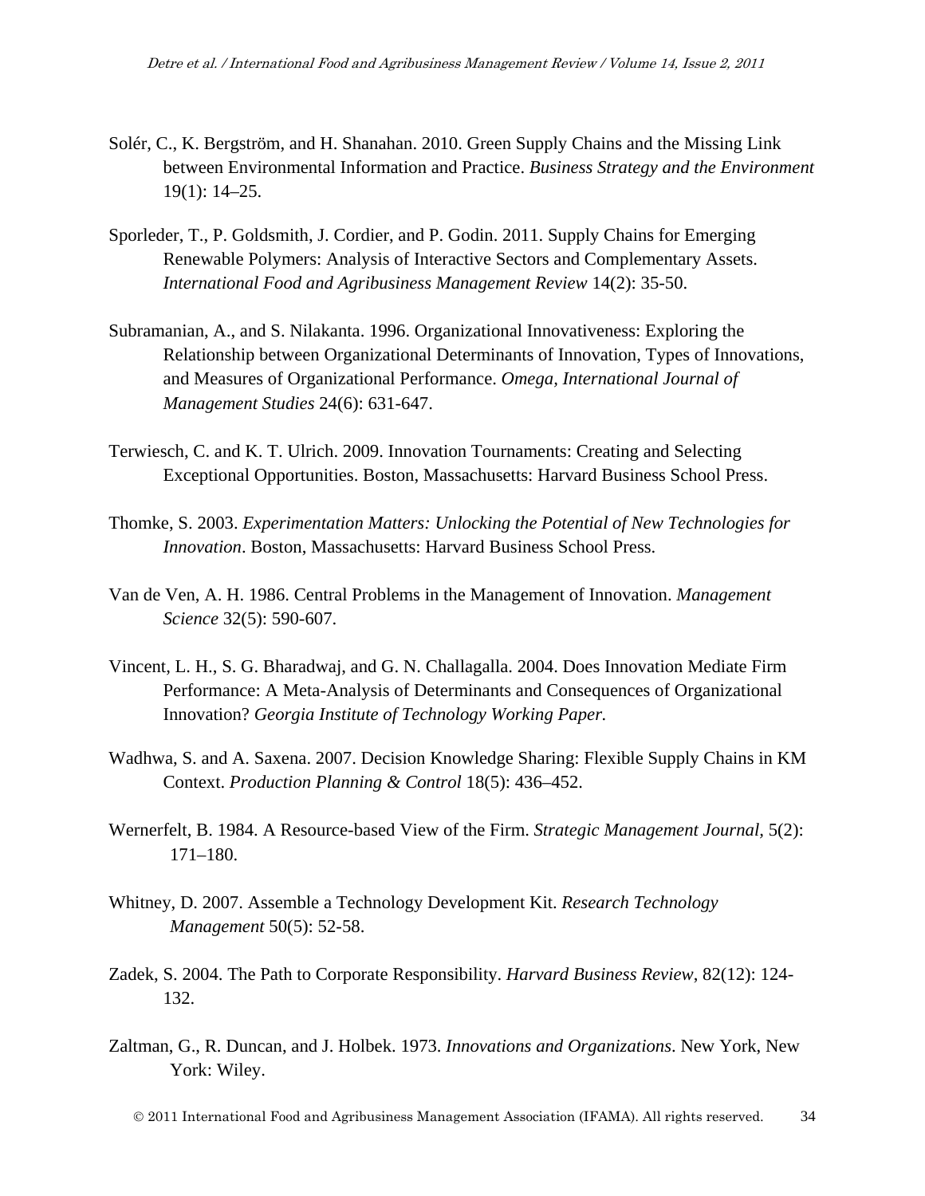Solér, C., K. Bergström, and H. Shanahan. 2010. Green Supply Chains and the Missing Link between Environmental Information and Practice. *Business Strategy and the Environment* 19(1): 14–25.

Sporleder, T., P. Goldsmith, J. Cordier, and P. Godin. 2011. Supply Chains for Emerging Renewable Polymers: Analysis of Interactive Sectors and Complementary Assets. *International Food and Agribusiness Management Review* 14(2): 35-50.

Subramanian, A., and S. Nilakanta. 1996. Organizational Innovativeness: Exploring the Relationship between Organizational Determinants of Innovation, Types of Innovations, and Measures of Organizational Performance. *Omega, International Journal of Management Studies* 24(6): 631-647.

Terwiesch, C. and K. T. Ulrich. 2009. Innovation Tournaments: Creating and Selecting Exceptional Opportunities. Boston, Massachusetts: Harvard Business School Press.

Thomke, S. 2003. *Experimentation Matters: Unlocking the Potential of New Technologies for Innovation*. Boston, Massachusetts: Harvard Business School Press.

Van de Ven, A. H. 1986. Central Problems in the Management of Innovation. *Management Science* 32(5): 590-607.

Vincent, L. H., S. G. Bharadwaj, and G. N. Challagalla. 2004. Does Innovation Mediate Firm Performance: A Meta-Analysis of Determinants and Consequences of Organizational Innovation? *Georgia Institute of Technology Working Paper.*

Wadhwa, S. and A. Saxena. 2007. Decision Knowledge Sharing: Flexible Supply Chains in KM Context. *Production Planning & Control* 18(5): 436–452.

Wernerfelt, B. 1984. A Resource-based View of the Firm. *Strategic Management Journal*, 5(2): 171–180.

Whitney, D. 2007. Assemble a Technology Development Kit. *Research Technology Management* 50(5): 52-58.

Zadek, S. 2004. The Path to Corporate Responsibility. *Harvard Business Review*, 82(12): 124-132.

Zaltman, G., R. Duncan, and J. Holbek. 1973. *Innovations and Organizations*. New York, New York: Wiley.